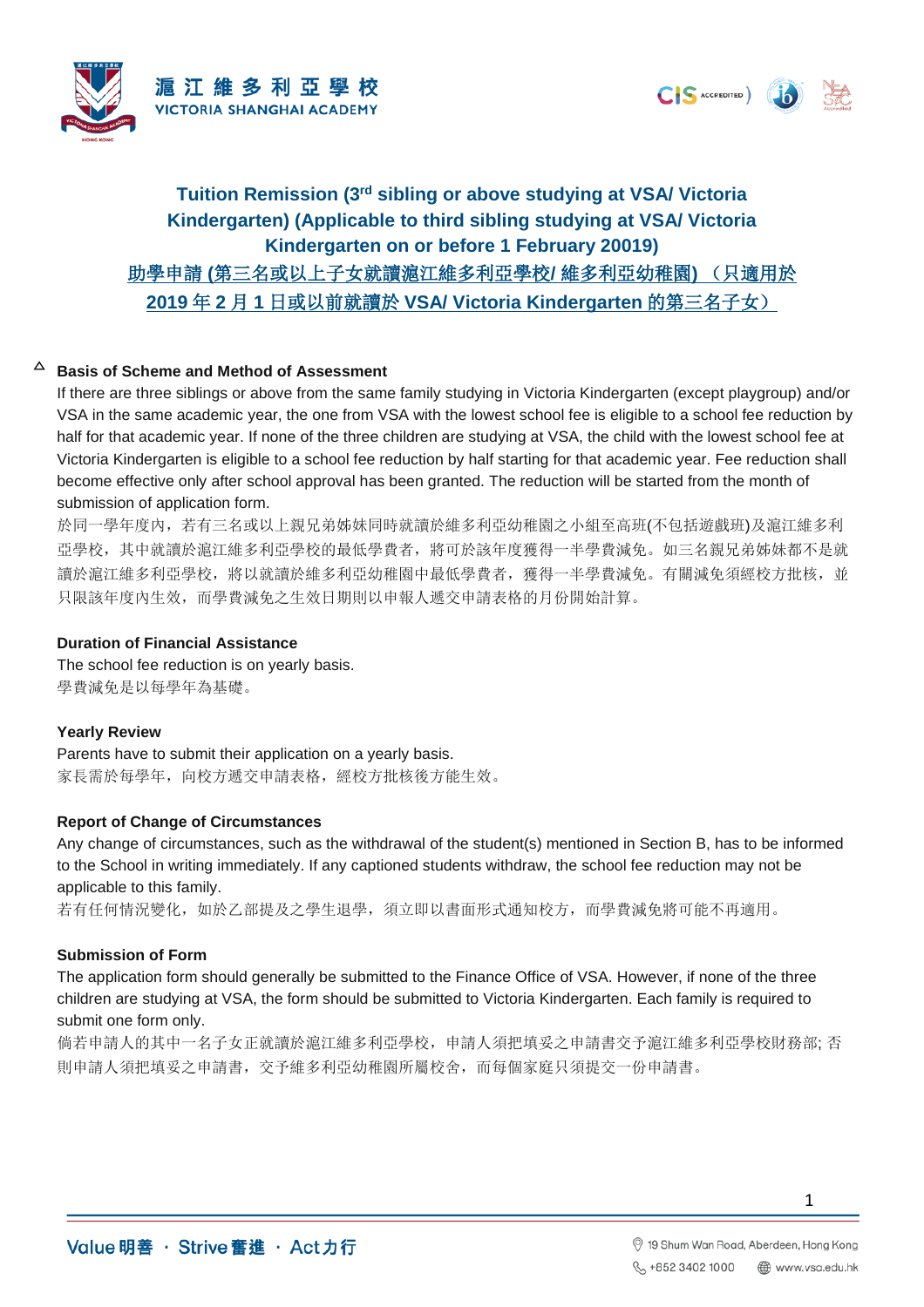# Tuition Remission (3rd sibling or above studying at VSA/ Victoria Kindergarten) (Applicable to third sibling studying at VSA/ Victoria Kindergarten on or before 1 February 20019)

## 助學申請 (第三名或以上子女就讀滬江維多利亞學校/ 維多利亞幼稚園) （只適用於 2019 年 2 月 1 日或以前就讀於 VSA/ Victoria Kindergarten 的第三名子女）

### Basis of Scheme and Method of Assessment

If there are three siblings or above from the same family studying in Victoria Kindergarten (except playgroup) and/or VSA in the same academic year, the one from VSA with the lowest school fee is eligible to a school fee reduction by half for that academic year. If none of the three children are studying at VSA, the child with the lowest school fee at Victoria Kindergarten is eligible to a school fee reduction by half starting for that academic year. Fee reduction shall become effective only after school approval has been granted. The reduction will be started from the month of submission of application form.

於同一學年度內，若有三名或以上親兄弟姊妹同時就讀於維多利亞幼稚園之小組至高班(不包括遊戲班)及滬江維多利亞學校，其中就讀於滬江維多利亞學校的最低學費者，將可於該年度獲得一半學費減免。如三名親兄弟姊妹都不是就讀於滬江維多利亞學校，將以就讀於維多利亞幼稚園中最低學費者，獲得一半學費減免。有關減免須經校方批核，並只限該年度內生效，而學費減免之生效日期則以申報人遞交申請表格的月份開始計算。

### Duration of Financial Assistance

The school fee reduction is on yearly basis.

學費減免是以每學年為基礎。

### Yearly Review

Parents have to submit their application on a yearly basis.

家長需於每學年，向校方遞交申請表格，經校方批核後方能生效。

### Report of Change of Circumstances

Any change of circumstances, such as the withdrawal of the student(s) mentioned in Section B, has to be informed to the School in writing immediately. If any captioned students withdraw, the school fee reduction may not be applicable to this family.

若有任何情況變化，如於乙部提及之學生退學，須立即以書面形式通知校方，而學費減免將可能不再適用。

### Submission of Form

The application form should generally be submitted to the Finance Office of VSA. However, if none of the three children are studying at VSA, the form should be submitted to Victoria Kindergarten. Each family is required to submit one form only.

倘若申請人的其中一名子女正就讀於滬江維多利亞學校，申請人須把填妥之申請書交予滬江維多利亞學校財務部; 否則申請人須把填妥之申請書，交予維多利亞幼稚園所屬校舍，而每個家庭只須提交一份申請書。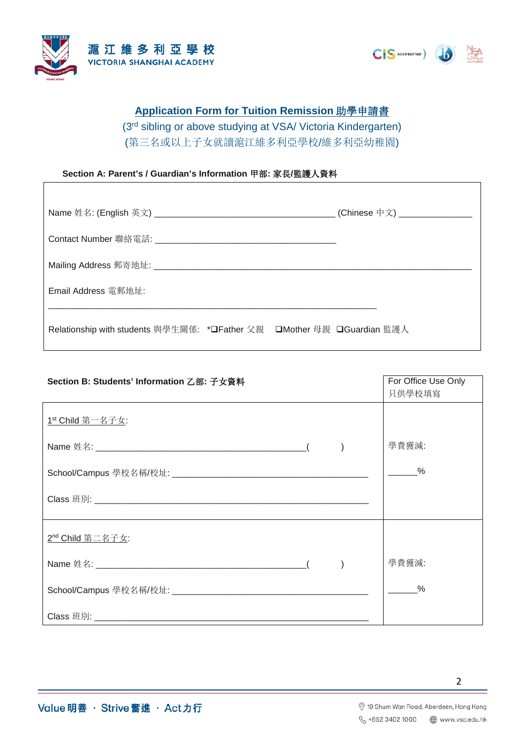滬江維多利亞學校
VICTORIA SHANGHAI ACADEMY

## Application Form for Tuition Remission 助學申請書

(3rd sibling or above studying at VSA/ Victoria Kindergarten)
(第三名或以上子女就讀滬江維多利亞學校/維多利亞幼稚園)

**Section A: Parent's / Guardian's Information 甲部: 家長/監護人資料**

Name 姓名: (English 英文) ____________________________________ (Chinese 中文) _______________

Contact Number 聯絡電話: ____________________________________

Mailing Address 郵寄地址: ________________________________________________________________

Email Address 電郵地址:

________________________________________________________________

Relationship with students 與學生關係: *❑Father 父親 ❑Mother 母親 ❑Guardian 監護人

| **Section B: Students' Information 乙部: 子女資料** | For Office Use Only 只供學校填寫 |
|---|---|
| 1st Child 第一名子女:<br><br>Name 姓名: _____________________________________( )<br><br>School/Campus 學校名稱/校址: ________________________________<br><br>Class 班別: ___________________________________________ | 學費獲減:<br><br>______% |
| 2nd Child 第二名子女:<br><br>Name 姓名: _____________________________________( )<br><br>School/Campus 學校名稱/校址: ________________________________<br><br>Class 班別: ___________________________________________ | 學費獲減:<br><br>______% |

Value 明善 · Strive 奮進 · Act 力行

19 Shum Wan Road, Aberdeen, Hong Kong
+852 3402 1000 www.vsa.edu.hk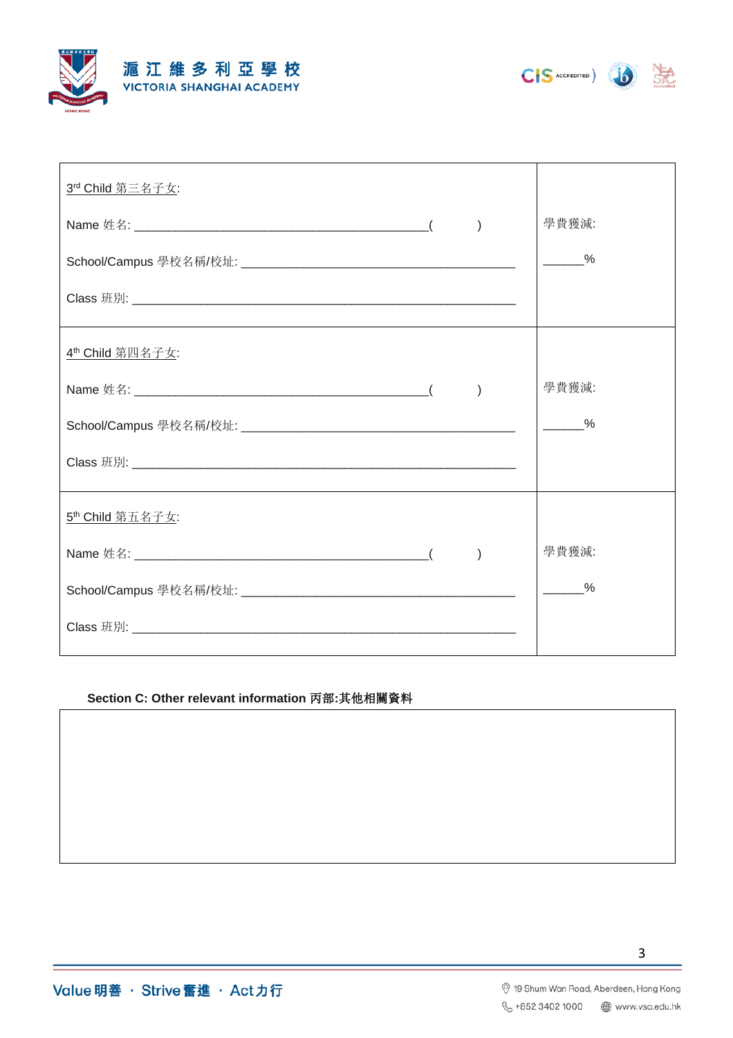| 3rd Child 第三名子女:<br><br>Name 姓名: ____________________________________________( )<br><br>School/Campus 學校名稱/校址: __________________________________________<br><br>Class 班別: ___________________________________________________________ | 學費獲減:<br><br>______% |
| --- | --- |
| 4th Child 第四名子女:<br><br>Name 姓名: ____________________________________________( )<br><br>School/Campus 學校名稱/校址: __________________________________________<br><br>Class 班別: ___________________________________________________________ | 學費獲減:<br><br>______% |
| 5th Child 第五名子女:<br><br>Name 姓名: ____________________________________________( )<br><br>School/Campus 學校名稱/校址: __________________________________________<br><br>Class 班別: ___________________________________________________________ | 學費獲減:<br><br>______% |

**Section C: Other relevant information 丙部:其他相關資料**

| |
| --- |
| |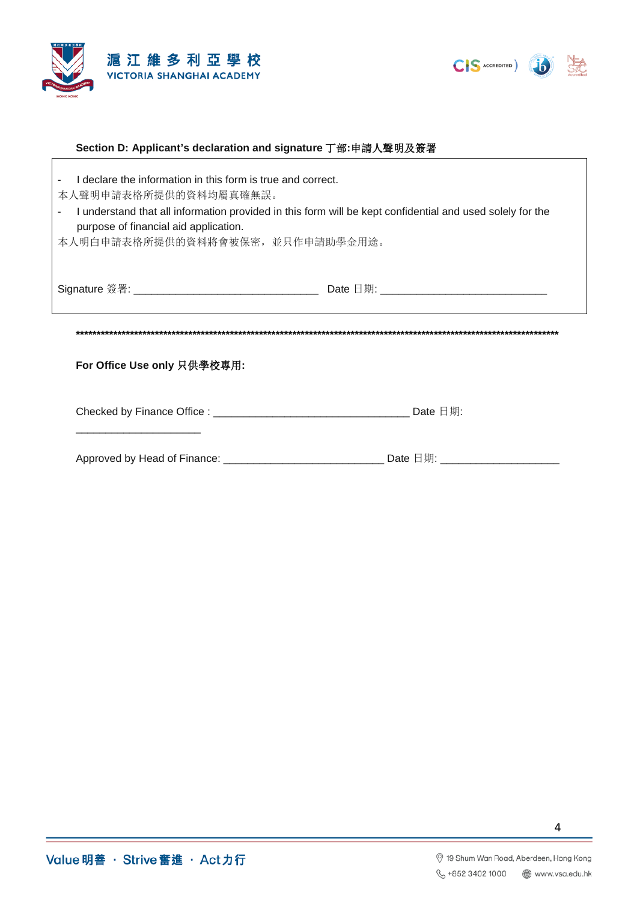**Section D: Applicant's declaration and signature 丁部:申請人聲明及簽署**

- I declare the information in this form is true and correct.
本人聲明申請表格所提供的資料均屬真確無誤。
- I understand that all information provided in this form will be kept confidential and used solely for the purpose of financial aid application.
本人明白申請表格所提供的資料將會被保密，並只作申請助學金用途。

Signature 簽署: ______________________________ Date 日期: ___________________________

************************************************************************************************************************

**For Office Use only 只供學校專用:**

Checked by Finance Office : ________________________________ Date 日期: ____________________

Approved by Head of Finance: __________________________ Date 日期: ____________________